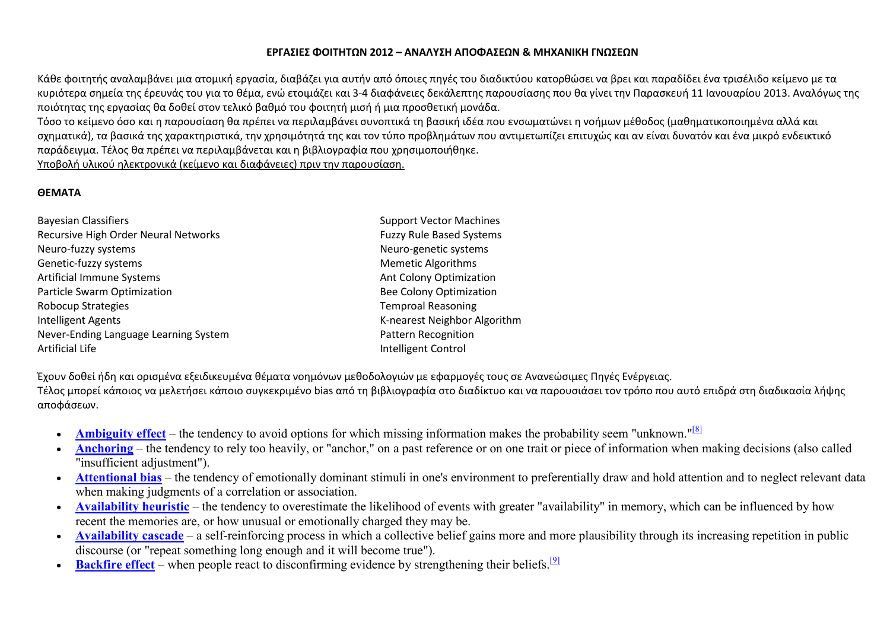**ΕΡΓΑΣΙΕΣ ΦΟΙΤΗΤΩΝ 2012 – ΑΝΑΛΥΣΗ ΑΠΟΦΑΣΕΩΝ & ΜΗΧΑΝΙΚΗ ΓΝΩΣΕΩΝ**

Κάθε φοιτητής αναλαμβάνει μια ατομική εργασία, διαβάζει για αυτήν από όποιες πηγές του διαδικτύου κατορθώσει να βρει και παραδίδει ένα τρισέλιδο κείμενο με τα κυριότερα σημεία της έρευνάς του για το θέμα, ενώ ετοιμάζει και 3-4 διαφάνειες δεκάλεπτης παρουσίασης που θα γίνει την Παρασκευή 11 Ιανουαρίου 2013. Αναλόγως της ποιότητας της εργασίας θα δοθεί στον τελικό βαθμό του φοιτητή μισή ή μια προσθετική μονάδα.

Τόσο το κείμενο όσο και η παρουσίαση θα πρέπει να περιλαμβάνει συνοπτικά τη βασική ιδέα που ενσωματώνει η νοήμων μέθοδος (μαθηματικοποιημένα αλλά και σχηματικά), τα βασικά της χαρακτηριστικά, την χρησιμότητά της και τον τύπο προβλημάτων που αντιμετωπίζει επιτυχώς και αν είναι δυνατόν και ένα μικρό ενδεικτικό παράδειγμα. Τέλος θα πρέπει να περιλαμβάνεται και η βιβλιογραφία που χρησιμοποιήθηκε.

<u>Υποβολή υλικού ηλεκτρονικά (κείμενο και διαφάνειες) πριν την παρουσίαση.</u>

**ΘΕΜΑΤΑ**

Bayesian Classifiers
Recursive High Order Neural Networks
Neuro-fuzzy systems
Genetic-fuzzy systems
Artificial Immune Systems
Particle Swarm Optimization
Robocup Strategies
Intelligent Agents
Never-Ending Language Learning System
Artificial Life

Support Vector Machines
Fuzzy Rule Based Systems
Neuro-genetic systems
Memetic Algorithms
Ant Colony Optimization
Bee Colony Optimization
Temproal Reasoning
K-nearest Neighbor Algorithm
Pattern Recognition
Intelligent Control

Έχουν δοθεί ήδη και ορισμένα εξειδικευμένα θέματα νοημόνων μεθοδολογιών με εφαρμογές τους σε Ανανεώσιμες Πηγές Ενέργειας.

Τέλος μπορεί κάποιος να μελετήσει κάποιο συγκεκριμένο bias από τη βιβλιογραφία στο διαδίκτυο και να παρουσιάσει τον τρόπο που αυτό επιδρά στη διαδικασία λήψης αποφάσεων.

- **Ambiguity effect** – the tendency to avoid options for which missing information makes the probability seem "unknown."[8]
- **Anchoring** – the tendency to rely too heavily, or "anchor," on a past reference or on one trait or piece of information when making decisions (also called "insufficient adjustment").
- **Attentional bias** – the tendency of emotionally dominant stimuli in one's environment to preferentially draw and hold attention and to neglect relevant data when making judgments of a correlation or association.
- **Availability heuristic** – the tendency to overestimate the likelihood of events with greater "availability" in memory, which can be influenced by how recent the memories are, or how unusual or emotionally charged they may be.
- **Availability cascade** – a self-reinforcing process in which a collective belief gains more and more plausibility through its increasing repetition in public discourse (or "repeat something long enough and it will become true").
- **Backfire effect** – when people react to disconfirming evidence by strengthening their beliefs.[9]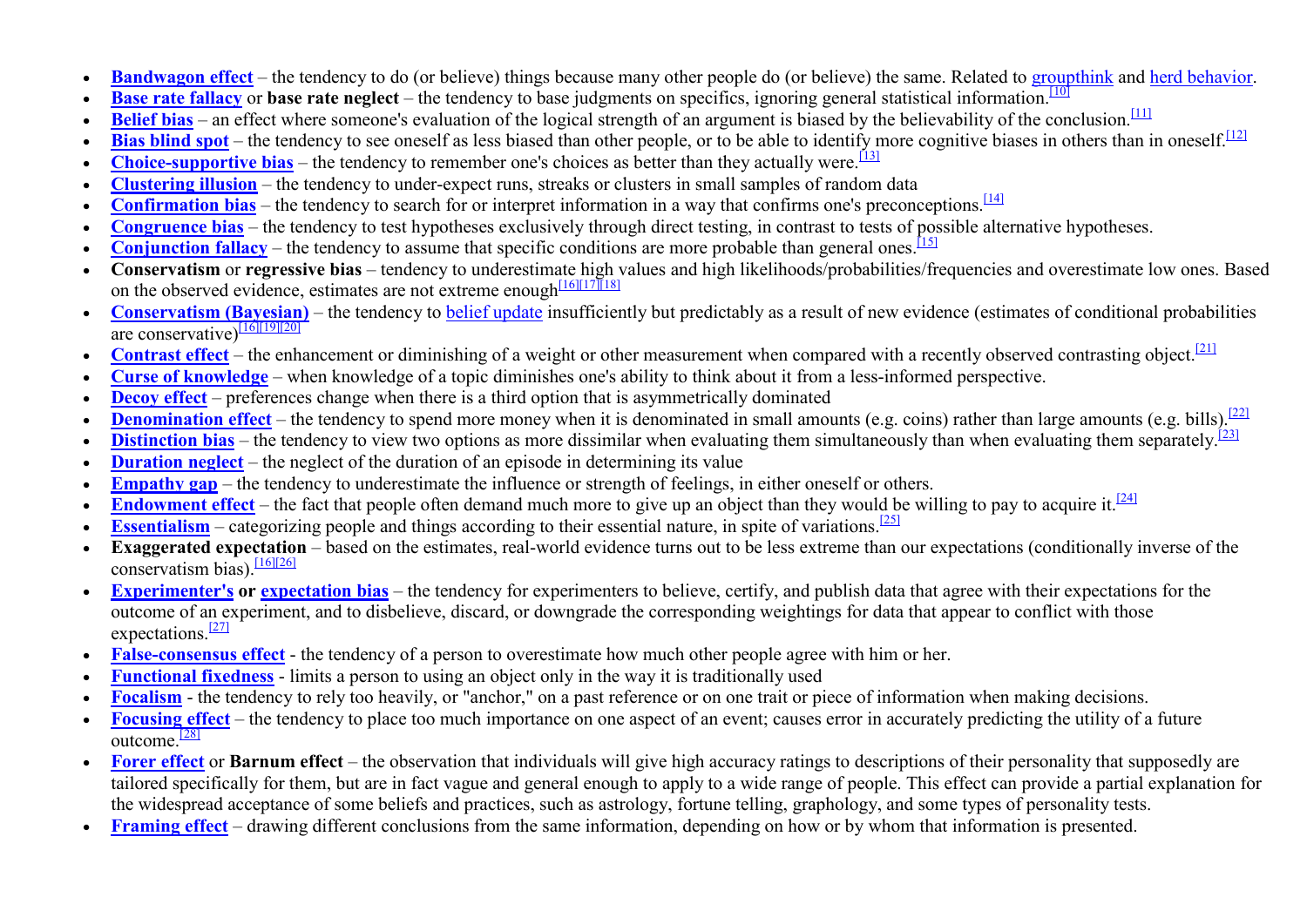- **Bandwagon effect** – the tendency to do (or believe) things because many other people do (or believe) the same. Related to groupthink and herd behavior.
- **Base rate fallacy** or **base rate neglect** – the tendency to base judgments on specifics, ignoring general statistical information.[10]
- **Belief bias** – an effect where someone's evaluation of the logical strength of an argument is biased by the believability of the conclusion.[11]
- **Bias blind spot** – the tendency to see oneself as less biased than other people, or to be able to identify more cognitive biases in others than in oneself.[12]
- **Choice-supportive bias** – the tendency to remember one's choices as better than they actually were.[13]
- **Clustering illusion** – the tendency to under-expect runs, streaks or clusters in small samples of random data
- **Confirmation bias** – the tendency to search for or interpret information in a way that confirms one's preconceptions.[14]
- **Congruence bias** – the tendency to test hypotheses exclusively through direct testing, in contrast to tests of possible alternative hypotheses.
- **Conjunction fallacy** – the tendency to assume that specific conditions are more probable than general ones.[15]
- **Conservatism** or **regressive bias** – tendency to underestimate high values and high likelihoods/probabilities/frequencies and overestimate low ones. Based on the observed evidence, estimates are not extreme enough[16][17][18]
- **Conservatism (Bayesian)** – the tendency to belief update insufficiently but predictably as a result of new evidence (estimates of conditional probabilities are conservative)[16][19][20]
- **Contrast effect** – the enhancement or diminishing of a weight or other measurement when compared with a recently observed contrasting object.[21]
- **Curse of knowledge** – when knowledge of a topic diminishes one's ability to think about it from a less-informed perspective.
- **Decoy effect** – preferences change when there is a third option that is asymmetrically dominated
- **Denomination effect** – the tendency to spend more money when it is denominated in small amounts (e.g. coins) rather than large amounts (e.g. bills).[22]
- **Distinction bias** – the tendency to view two options as more dissimilar when evaluating them simultaneously than when evaluating them separately.[23]
- **Duration neglect** – the neglect of the duration of an episode in determining its value
- **Empathy gap** – the tendency to underestimate the influence or strength of feelings, in either oneself or others.
- **Endowment effect** – the fact that people often demand much more to give up an object than they would be willing to pay to acquire it.[24]
- **Essentialism** – categorizing people and things according to their essential nature, in spite of variations.[25]
- **Exaggerated expectation** – based on the estimates, real-world evidence turns out to be less extreme than our expectations (conditionally inverse of the conservatism bias).[16][26]
- **Experimenter's** or **expectation bias** – the tendency for experimenters to believe, certify, and publish data that agree with their expectations for the outcome of an experiment, and to disbelieve, discard, or downgrade the corresponding weightings for data that appear to conflict with those expectations.[27]
- **False-consensus effect** - the tendency of a person to overestimate how much other people agree with him or her.
- **Functional fixedness** - limits a person to using an object only in the way it is traditionally used
- **Focalism** - the tendency to rely too heavily, or "anchor," on a past reference or on one trait or piece of information when making decisions.
- **Focusing effect** – the tendency to place too much importance on one aspect of an event; causes error in accurately predicting the utility of a future outcome.[28]
- **Forer effect** or **Barnum effect** – the observation that individuals will give high accuracy ratings to descriptions of their personality that supposedly are tailored specifically for them, but are in fact vague and general enough to apply to a wide range of people. This effect can provide a partial explanation for the widespread acceptance of some beliefs and practices, such as astrology, fortune telling, graphology, and some types of personality tests.
- **Framing effect** – drawing different conclusions from the same information, depending on how or by whom that information is presented.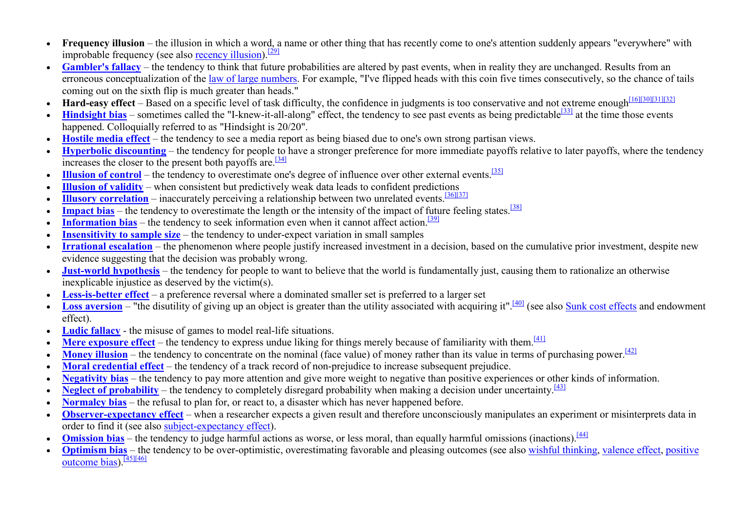- **Frequency illusion** – the illusion in which a word, a name or other thing that has recently come to one's attention suddenly appears "everywhere" with improbable frequency (see also recency illusion).[29]
- **Gambler's fallacy** – the tendency to think that future probabilities are altered by past events, when in reality they are unchanged. Results from an erroneous conceptualization of the law of large numbers. For example, "I've flipped heads with this coin five times consecutively, so the chance of tails coming out on the sixth flip is much greater than heads."
- **Hard-easy effect** – Based on a specific level of task difficulty, the confidence in judgments is too conservative and not extreme enough[16][30][31][32]
- **Hindsight bias** – sometimes called the "I-knew-it-all-along" effect, the tendency to see past events as being predictable[33] at the time those events happened. Colloquially referred to as "Hindsight is 20/20".
- **Hostile media effect** – the tendency to see a media report as being biased due to one's own strong partisan views.
- **Hyperbolic discounting** – the tendency for people to have a stronger preference for more immediate payoffs relative to later payoffs, where the tendency increases the closer to the present both payoffs are.[34]
- **Illusion of control** – the tendency to overestimate one's degree of influence over other external events.[35]
- **Illusion of validity** – when consistent but predictively weak data leads to confident predictions
- **Illusory correlation** – inaccurately perceiving a relationship between two unrelated events.[36][37]
- **Impact bias** – the tendency to overestimate the length or the intensity of the impact of future feeling states.[38]
- **Information bias** – the tendency to seek information even when it cannot affect action.[39]
- **Insensitivity to sample size** – the tendency to under-expect variation in small samples
- **Irrational escalation** – the phenomenon where people justify increased investment in a decision, based on the cumulative prior investment, despite new evidence suggesting that the decision was probably wrong.
- **Just-world hypothesis** – the tendency for people to want to believe that the world is fundamentally just, causing them to rationalize an otherwise inexplicable injustice as deserved by the victim(s).
- **Less-is-better effect** – a preference reversal where a dominated smaller set is preferred to a larger set
- **Loss aversion** – "the disutility of giving up an object is greater than the utility associated with acquiring it".[40] (see also Sunk cost effects and endowment effect).
- **Ludic fallacy** - the misuse of games to model real-life situations.
- **Mere exposure effect** – the tendency to express undue liking for things merely because of familiarity with them.[41]
- **Money illusion** – the tendency to concentrate on the nominal (face value) of money rather than its value in terms of purchasing power.[42]
- **Moral credential effect** – the tendency of a track record of non-prejudice to increase subsequent prejudice.
- **Negativity bias** – the tendency to pay more attention and give more weight to negative than positive experiences or other kinds of information.
- **Neglect of probability** – the tendency to completely disregard probability when making a decision under uncertainty.[43]
- **Normalcy bias** – the refusal to plan for, or react to, a disaster which has never happened before.
- **Observer-expectancy effect** – when a researcher expects a given result and therefore unconsciously manipulates an experiment or misinterprets data in order to find it (see also subject-expectancy effect).
- **Omission bias** – the tendency to judge harmful actions as worse, or less moral, than equally harmful omissions (inactions).[44]
- **Optimism bias** – the tendency to be over-optimistic, overestimating favorable and pleasing outcomes (see also wishful thinking, valence effect, positive outcome bias).[45][46]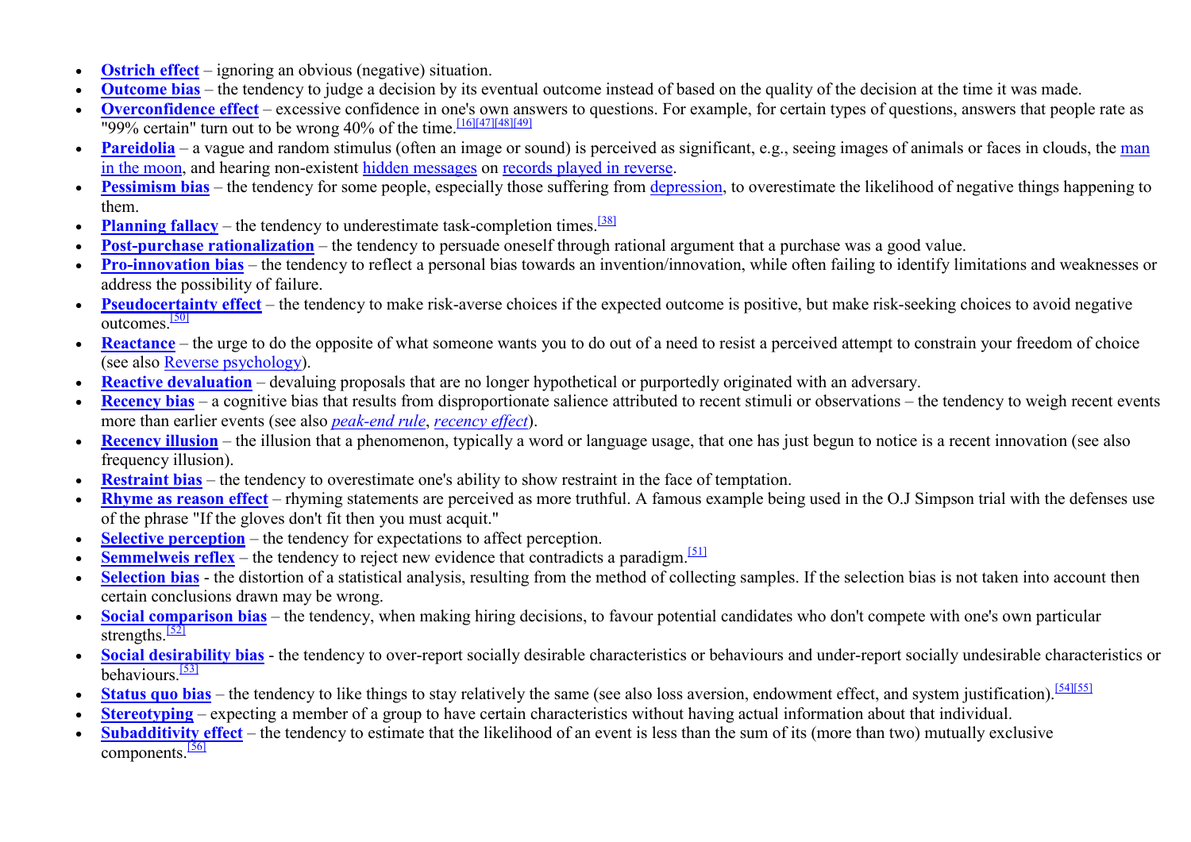- **Ostrich effect** – ignoring an obvious (negative) situation.
- **Outcome bias** – the tendency to judge a decision by its eventual outcome instead of based on the quality of the decision at the time it was made.
- **Overconfidence effect** – excessive confidence in one's own answers to questions. For example, for certain types of questions, answers that people rate as "99% certain" turn out to be wrong 40% of the time.[16][47][48][49]
- **Pareidolia** – a vague and random stimulus (often an image or sound) is perceived as significant, e.g., seeing images of animals or faces in clouds, the man in the moon, and hearing non-existent hidden messages on records played in reverse.
- **Pessimism bias** – the tendency for some people, especially those suffering from depression, to overestimate the likelihood of negative things happening to them.
- **Planning fallacy** – the tendency to underestimate task-completion times.[38]
- **Post-purchase rationalization** – the tendency to persuade oneself through rational argument that a purchase was a good value.
- **Pro-innovation bias** – the tendency to reflect a personal bias towards an invention/innovation, while often failing to identify limitations and weaknesses or address the possibility of failure.
- **Pseudocertainty effect** – the tendency to make risk-averse choices if the expected outcome is positive, but make risk-seeking choices to avoid negative outcomes.[50]
- **Reactance** – the urge to do the opposite of what someone wants you to do out of a need to resist a perceived attempt to constrain your freedom of choice (see also Reverse psychology).
- **Reactive devaluation** – devaluing proposals that are no longer hypothetical or purportedly originated with an adversary.
- **Recency bias** – a cognitive bias that results from disproportionate salience attributed to recent stimuli or observations – the tendency to weigh recent events more than earlier events (see also *peak-end rule*, *recency effect*).
- **Recency illusion** – the illusion that a phenomenon, typically a word or language usage, that one has just begun to notice is a recent innovation (see also frequency illusion).
- **Restraint bias** – the tendency to overestimate one's ability to show restraint in the face of temptation.
- **Rhyme as reason effect** – rhyming statements are perceived as more truthful. A famous example being used in the O.J Simpson trial with the defenses use of the phrase "If the gloves don't fit then you must acquit."
- **Selective perception** – the tendency for expectations to affect perception.
- **Semmelweis reflex** – the tendency to reject new evidence that contradicts a paradigm.[51]
- **Selection bias** - the distortion of a statistical analysis, resulting from the method of collecting samples. If the selection bias is not taken into account then certain conclusions drawn may be wrong.
- **Social comparison bias** – the tendency, when making hiring decisions, to favour potential candidates who don't compete with one's own particular strengths.[52]
- **Social desirability bias** - the tendency to over-report socially desirable characteristics or behaviours and under-report socially undesirable characteristics or behaviours.[53]
- **Status quo bias** – the tendency to like things to stay relatively the same (see also loss aversion, endowment effect, and system justification).[54][55]
- **Stereotyping** – expecting a member of a group to have certain characteristics without having actual information about that individual.
- **Subadditivity effect** – the tendency to estimate that the likelihood of an event is less than the sum of its (more than two) mutually exclusive components.[56]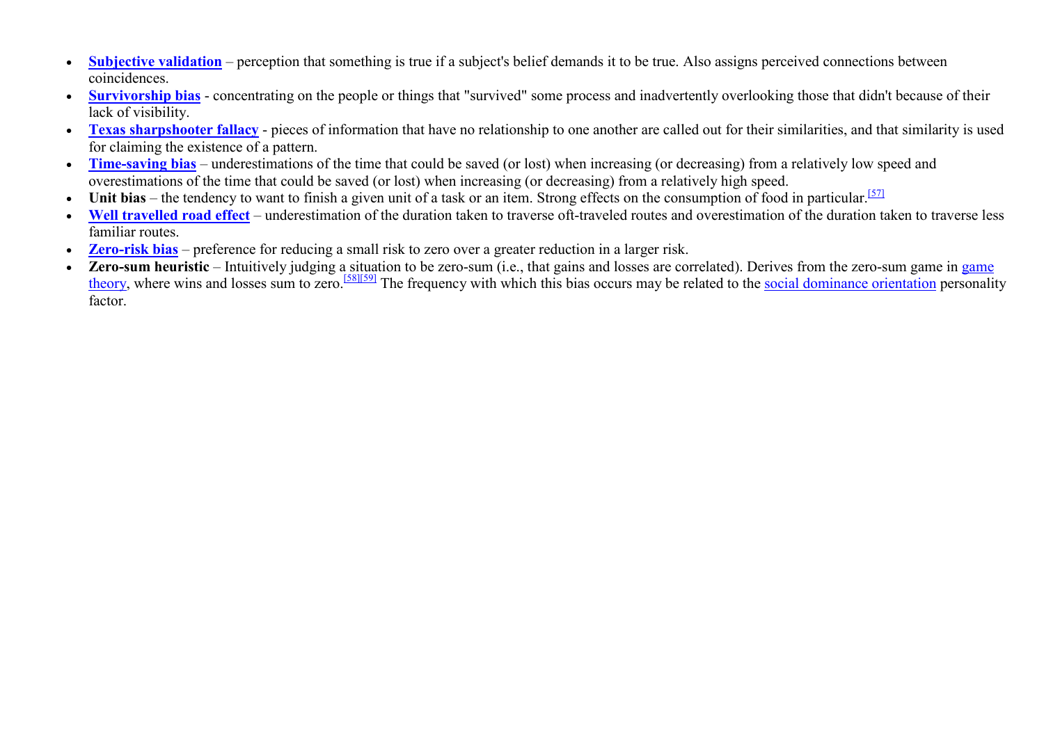- **Subjective validation** – perception that something is true if a subject's belief demands it to be true. Also assigns perceived connections between coincidences.
- **Survivorship bias** - concentrating on the people or things that "survived" some process and inadvertently overlooking those that didn't because of their lack of visibility.
- **Texas sharpshooter fallacy** - pieces of information that have no relationship to one another are called out for their similarities, and that similarity is used for claiming the existence of a pattern.
- **Time-saving bias** – underestimations of the time that could be saved (or lost) when increasing (or decreasing) from a relatively low speed and overestimations of the time that could be saved (or lost) when increasing (or decreasing) from a relatively high speed.
- **Unit bias** – the tendency to want to finish a given unit of a task or an item. Strong effects on the consumption of food in particular.[57]
- **Well travelled road effect** – underestimation of the duration taken to traverse oft-traveled routes and overestimation of the duration taken to traverse less familiar routes.
- **Zero-risk bias** – preference for reducing a small risk to zero over a greater reduction in a larger risk.
- **Zero-sum heuristic** – Intuitively judging a situation to be zero-sum (i.e., that gains and losses are correlated). Derives from the zero-sum game in game theory, where wins and losses sum to zero.[58][59] The frequency with which this bias occurs may be related to the social dominance orientation personality factor.